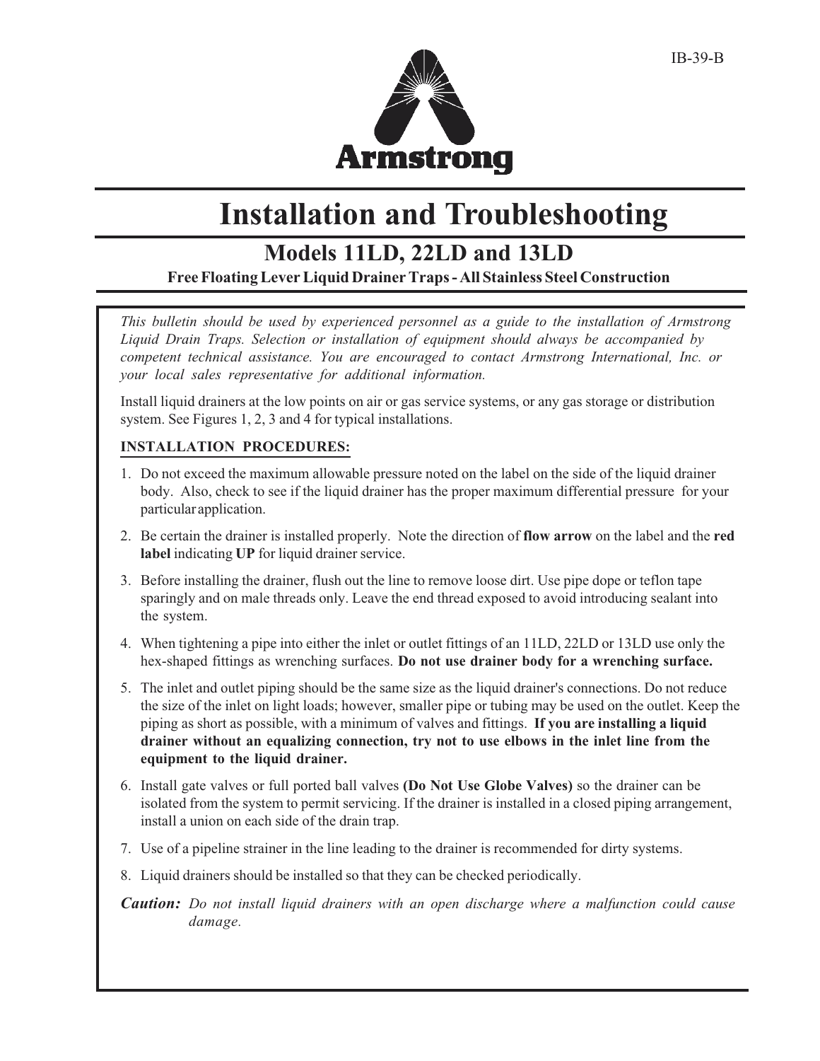IB-39-B

Armstrong

# Installation and Troubleshooting

## Models 11LD, 22LD and 13LD

### Free Floating Lever Liquid Drainer Traps - All Stainless Steel Construction

*This bulletin should be used by experienced personnel as a guide to the installation of Armstrong Liquid Drain Traps. Selection or installation of equipment should always be accompanied by competent technical assistance. You are encouraged to contact Armstrong International, Inc. or your local sales representative for additional information.*

Install liquid drainers at the low points on air or gas service systems, or any gas storage or distribution system. See Figures 1, 2, 3 and 4 for typical installations.

**INSTALLATION PROCEDURES:**

1. Do not exceed the maximum allowable pressure noted on the label on the side of the liquid drainer body. Also, check to see if the liquid drainer has the proper maximum differential pressure for your particular application.
2. Be certain the drainer is installed properly. Note the direction of **flow arrow** on the label and the **red label** indicating **UP** for liquid drainer service.
3. Before installing the drainer, flush out the line to remove loose dirt. Use pipe dope or teflon tape sparingly and on male threads only. Leave the end thread exposed to avoid introducing sealant into the system.
4. When tightening a pipe into either the inlet or outlet fittings of an 11LD, 22LD or 13LD use only the hex-shaped fittings as wrenching surfaces. **Do not use drainer body for a wrenching surface.**
5. The inlet and outlet piping should be the same size as the liquid drainer's connections. Do not reduce the size of the inlet on light loads; however, smaller pipe or tubing may be used on the outlet. Keep the piping as short as possible, with a minimum of valves and fittings. **If you are installing a liquid drainer without an equalizing connection, try not to use elbows in the inlet line from the equipment to the liquid drainer.**
6. Install gate valves or full ported ball valves **(Do Not Use Globe Valves)** so the drainer can be isolated from the system to permit servicing. If the drainer is installed in a closed piping arrangement, install a union on each side of the drain trap.
7. Use of a pipeline strainer in the line leading to the drainer is recommended for dirty systems.
8. Liquid drainers should be installed so that they can be checked periodically.

***Caution:*** *Do not install liquid drainers with an open discharge where a malfunction could cause damage.*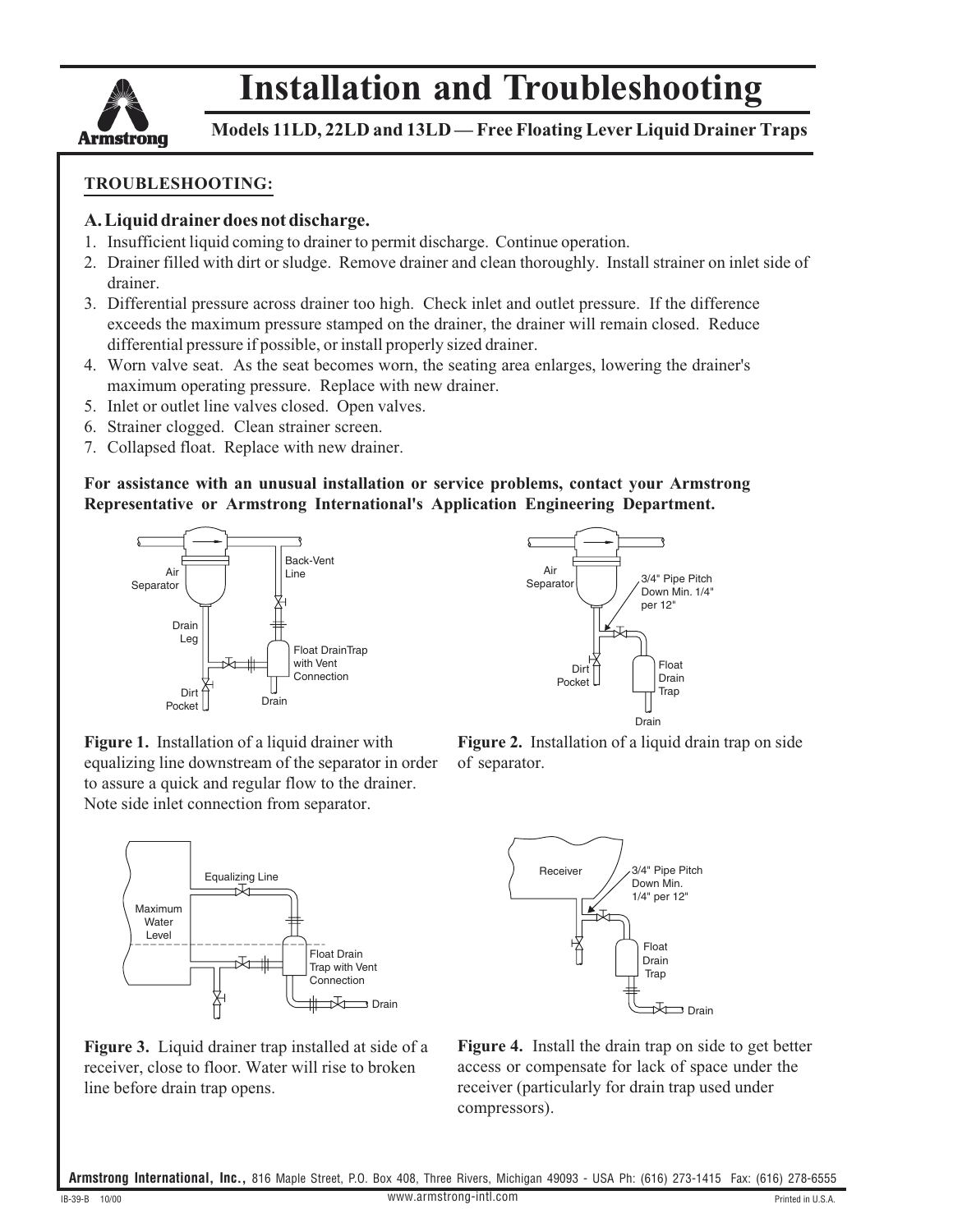# Installation and Troubleshooting

**Models 11LD, 22LD and 13LD — Free Floating Lever Liquid Drainer Traps**

## TROUBLESHOOTING:

### A. Liquid drainer does not discharge.

1. Insufficient liquid coming to drainer to permit discharge. Continue operation.
2. Drainer filled with dirt or sludge. Remove drainer and clean thoroughly. Install strainer on inlet side of drainer.
3. Differential pressure across drainer too high. Check inlet and outlet pressure. If the difference exceeds the maximum pressure stamped on the drainer, the drainer will remain closed. Reduce differential pressure if possible, or install properly sized drainer.
4. Worn valve seat. As the seat becomes worn, the seating area enlarges, lowering the drainer's maximum operating pressure. Replace with new drainer.
5. Inlet or outlet line valves closed. Open valves.
6. Strainer clogged. Clean strainer screen.
7. Collapsed float. Replace with new drainer.

**For assistance with an unusual installation or service problems, contact your Armstrong Representative or Armstrong International's Application Engineering Department.**

Air Separator
Back-Vent Line
Drain Leg
Float DrainTrap with Vent Connection
Dirt Pocket
Drain

**Figure 1.** Installation of a liquid drainer with equalizing line downstream of the separator in order to assure a quick and regular flow to the drainer. Note side inlet connection from separator.

Air Separator
3/4" Pipe Pitch Down Min. 1/4" per 12"
Dirt Pocket
Float Drain Trap
Drain

**Figure 2.** Installation of a liquid drain trap on side of separator.

Equalizing Line
Maximum Water Level
Float Drain Trap with Vent Connection
Drain

**Figure 3.** Liquid drainer trap installed at side of a receiver, close to floor. Water will rise to broken line before drain trap opens.

Receiver
3/4" Pipe Pitch Down Min. 1/4" per 12"
Float Drain Trap
Drain

**Figure 4.** Install the drain trap on side to get better access or compensate for lack of space under the receiver (particularly for drain trap used under compressors).

**Armstrong International, Inc.,** 816 Maple Street, P.O. Box 408, Three Rivers, Michigan 49093 - USA Ph: (616) 273-1415 Fax: (616) 278-6555

www.armstrong-intl.com

IB-39-B 10/00

Printed in U.S.A.